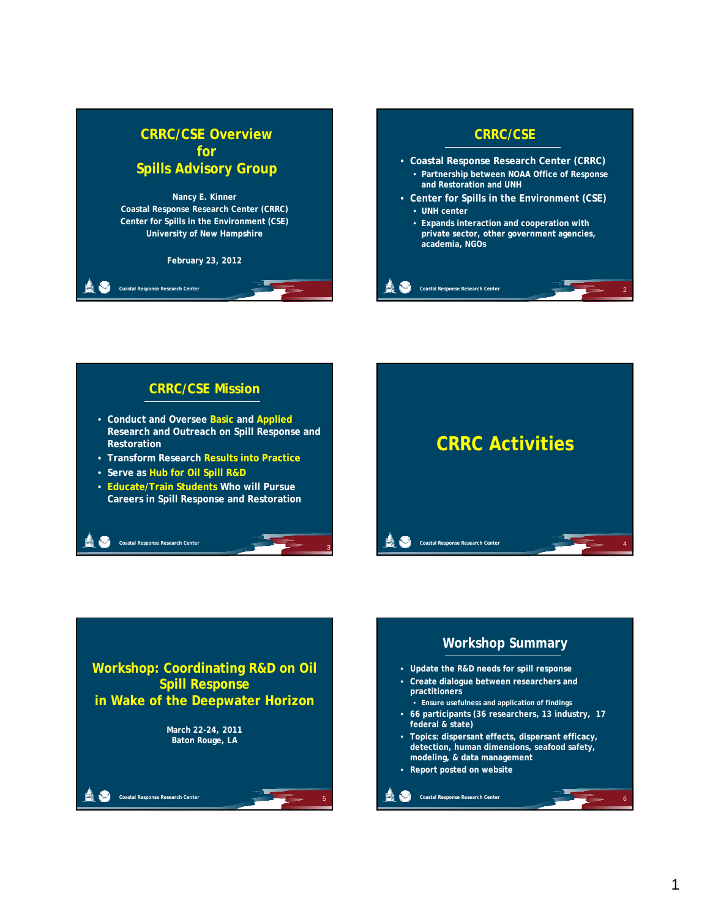# CRRC/CSE Overview for Spills Advisory Group

Nancy E. Kinner
Coastal Response Research Center (CRRC)
Center for Spills in the Environment (CSE)
University of New Hampshire

February 23, 2012

## CRRC/CSE

- Coastal Response Research Center (CRRC)
  - Partnership between NOAA Office of Response and Restoration and UNH
- Center for Spills in the Environment (CSE)
  - UNH center
  - Expands interaction and cooperation with private sector, other government agencies, academia, NGOs

## CRRC/CSE Mission

- Conduct and Oversee Basic and Applied Research and Outreach on Spill Response and Restoration
- Transform Research Results into Practice
- Serve as Hub for Oil Spill R&D
- Educate/Train Students Who will Pursue Careers in Spill Response and Restoration

# CRRC Activities

## Workshop: Coordinating R&D on Oil Spill Response in Wake of the Deepwater Horizon

March 22-24, 2011
Baton Rouge, LA

## Workshop Summary

- Update the R&D needs for spill response
- Create dialogue between researchers and practitioners
  - Ensure usefulness and application of findings
- 66 participants (36 researchers, 13 industry, 17 federal & state)
- Topics: dispersant effects, dispersant efficacy, detection, human dimensions, seafood safety, modeling, & data management
- Report posted on website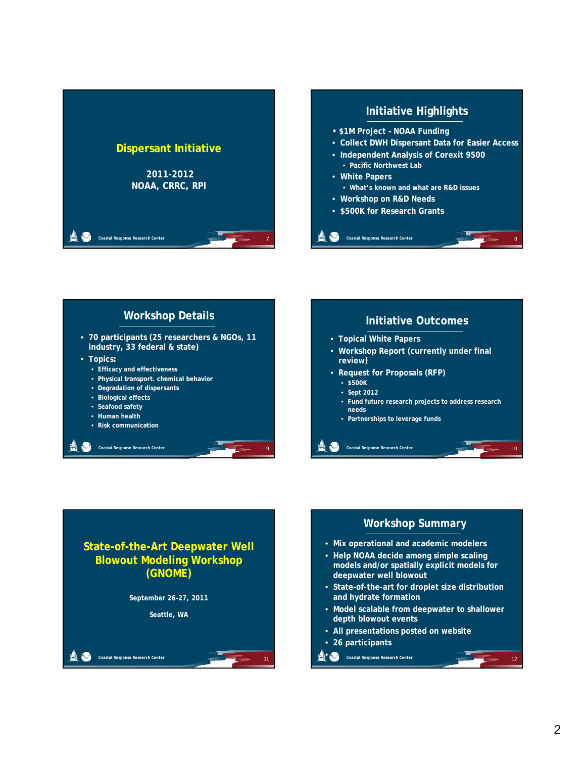## Dispersant Initiative

2011-2012
NOAA, CRRC, RPI

## Initiative Highlights

- $1M Project - NOAA Funding
- Collect DWH Dispersant Data for Easier Access
- Independent Analysis of Corexit 9500
  - Pacific Northwest Lab
- White Papers
  - What's known and what are R&D issues
- Workshop on R&D Needs
- $500K for Research Grants

## Workshop Details

- 70 participants (25 researchers & NGOs, 11 industry, 33 federal & state)
- Topics:
  - Efficacy and effectiveness
  - Physical transport. chemical behavior
  - Degradation of dispersants
  - Biological effects
  - Seafood safety
  - Human health
  - Risk communication

## Initiative Outcomes

- Topical White Papers
- Workshop Report (currently under final review)
- Request for Proposals (RFP)
  - $500K
  - Sept 2012
  - Fund future research projects to address research needs
  - Partnerships to leverage funds

## State-of-the-Art Deepwater Well Blowout Modeling Workshop (GNOME)

September 26-27, 2011

Seattle, WA

## Workshop Summary

- Mix operational and academic modelers
- Help NOAA decide among simple scaling models and/or spatially explicit models for deepwater well blowout
- State-of-the-art for droplet size distribution and hydrate formation
- Model scalable from deepwater to shallower depth blowout events
- All presentations posted on website
- 26 participants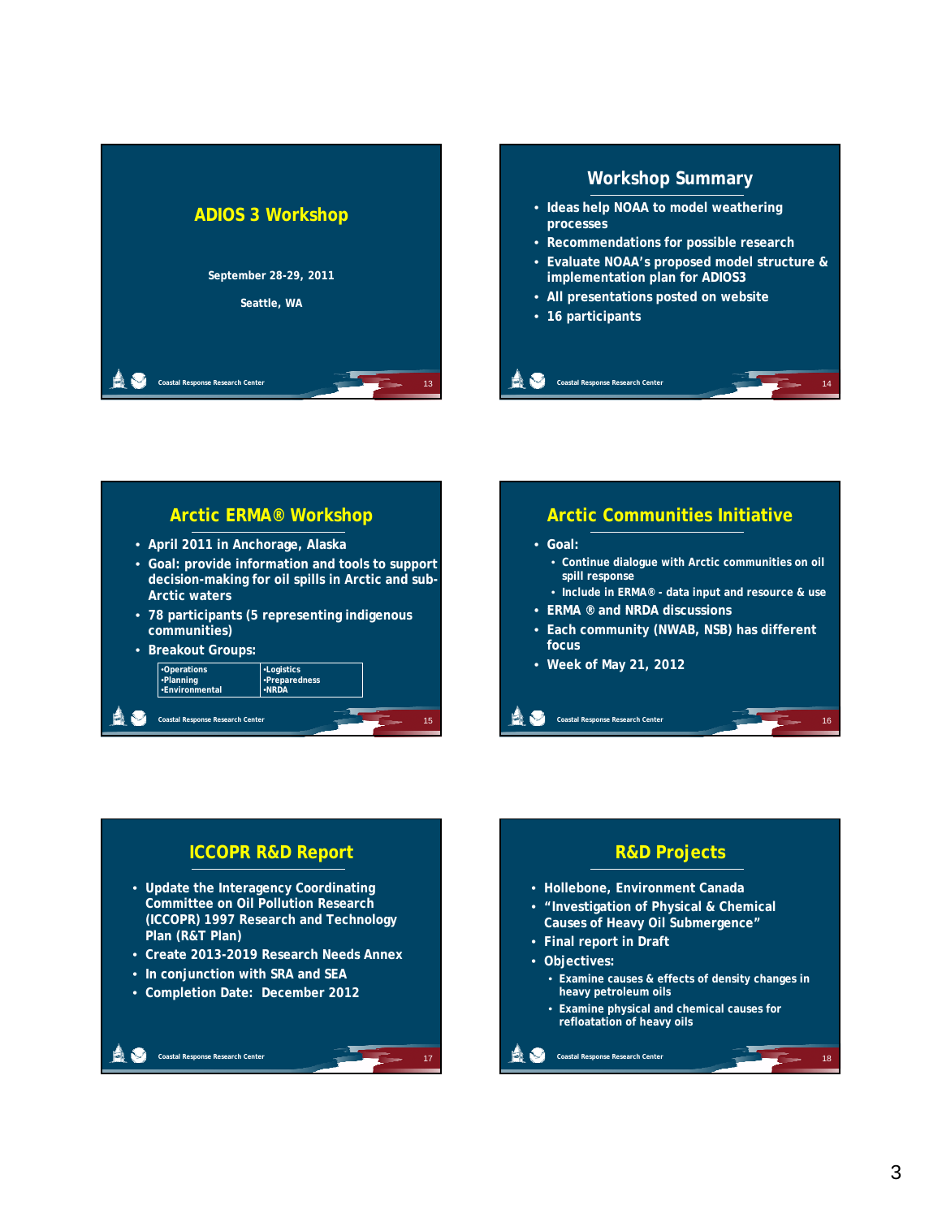## ADIOS 3 Workshop

September 28-29, 2011

Seattle, WA

## Workshop Summary

- Ideas help NOAA to model weathering processes
- Recommendations for possible research
- Evaluate NOAA's proposed model structure & implementation plan for ADIOS3
- All presentations posted on website
- 16 participants

## Arctic ERMA® Workshop

- April 2011 in Anchorage, Alaska
- Goal: provide information and tools to support decision-making for oil spills in Arctic and sub-Arctic waters
- 78 participants (5 representing indigenous communities)
- Breakout Groups:

| | |
|---|---|
| •Operations<br>•Planning<br>•Environmental | •Logistics<br>•Preparedness<br>•NRDA |

## Arctic Communities Initiative

- Goal:
  - Continue dialogue with Arctic communities on oil spill response
  - Include in ERMA® - data input and resource & use
- ERMA ® and NRDA discussions
- Each community (NWAB, NSB) has different focus
- Week of May 21, 2012

## ICCOPR R&D Report

- Update the Interagency Coordinating Committee on Oil Pollution Research (ICCOPR) 1997 Research and Technology Plan (R&T Plan)
- Create 2013-2019 Research Needs Annex
- In conjunction with SRA and SEA
- Completion Date: December 2012

## R&D Projects

- Hollebone, Environment Canada
- "Investigation of Physical & Chemical Causes of Heavy Oil Submergence"
- Final report in Draft
- Objectives:
  - Examine causes & effects of density changes in heavy petroleum oils
  - Examine physical and chemical causes for refloatation of heavy oils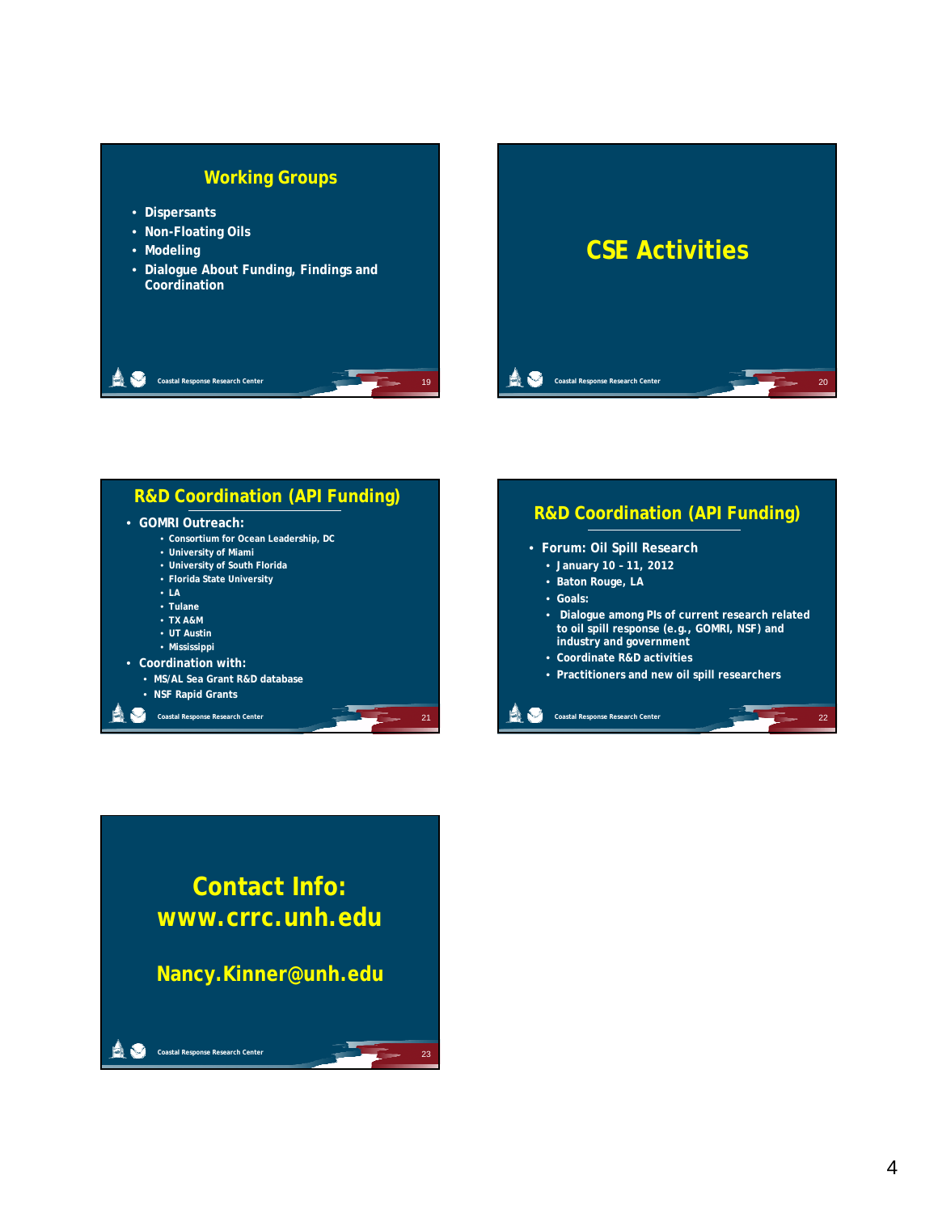## Working Groups

- Dispersants
- Non-Floating Oils
- Modeling
- Dialogue About Funding, Findings and Coordination

## CSE Activities

## R&D Coordination (API Funding)

- GOMRI Outreach:
  - Consortium for Ocean Leadership, DC
  - University of Miami
  - University of South Florida
  - Florida State University
  - LA
  - Tulane
  - TX A&M
  - UT Austin
  - Mississippi
- Coordination with:
  - MS/AL Sea Grant R&D database
  - NSF Rapid Grants

## R&D Coordination (API Funding)

- Forum: Oil Spill Research
  - January 10 - 11, 2012
  - Baton Rouge, LA
  - Goals:
  - Dialogue among PIs of current research related to oil spill response (e.g., GOMRI, NSF) and industry and government
  - Coordinate R&D activities
  - Practitioners and new oil spill researchers

## Contact Info: www.crrc.unh.edu

Nancy.Kinner@unh.edu